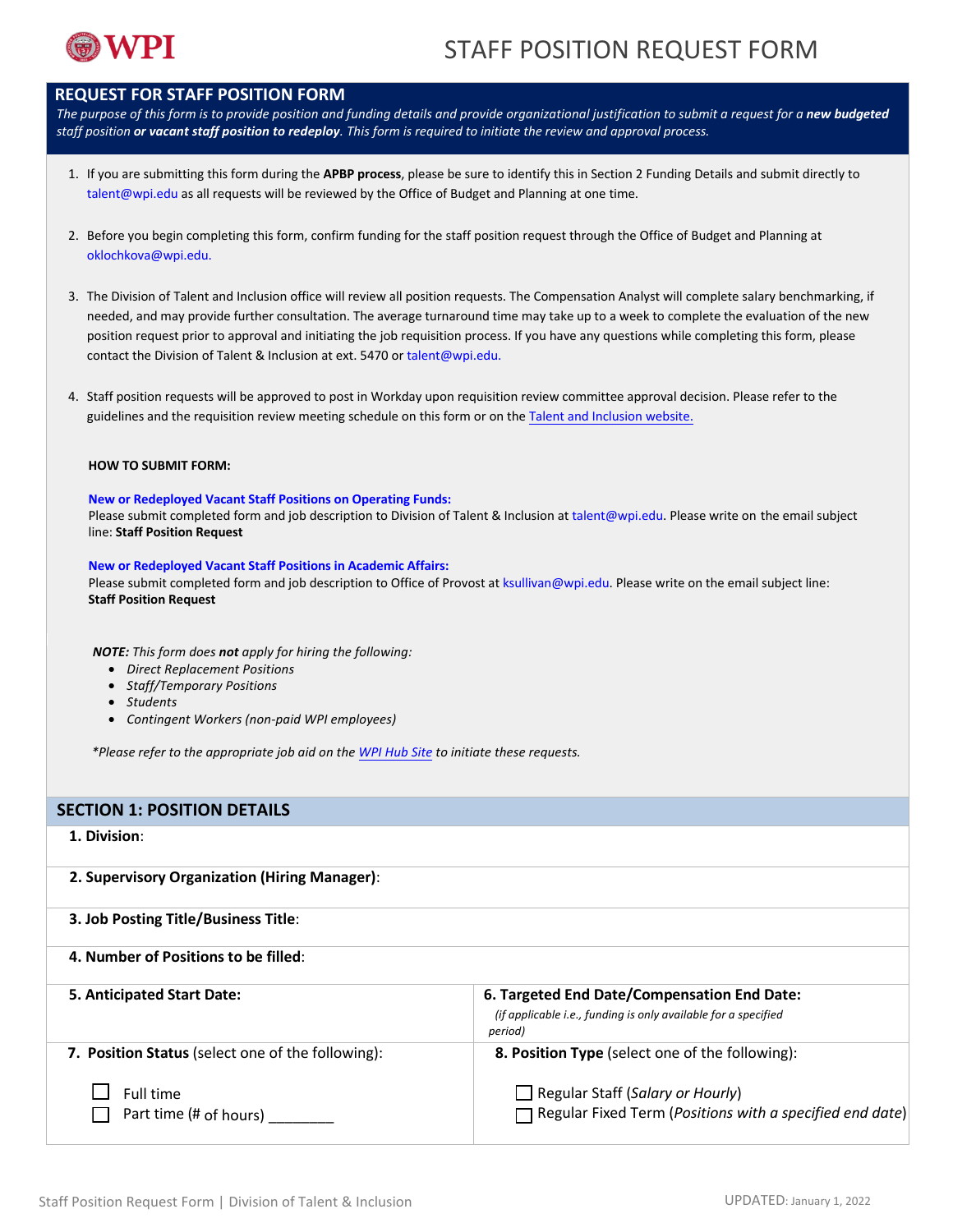# STAFF POSITION REQUEST FORM

## REQUEST FOR STAFF POSITION FORM

*The purpose of this form is to provide position and funding details and provide organizational justification to submit a request for a **new budgeted** staff position **or vacant staff position to redeploy**. This form is required to initiate the review and approval process.*

1. If you are submitting this form during the **APBP process**, please be sure to identify this in Section 2 Funding Details and submit directly to talent@wpi.edu as all requests will be reviewed by the Office of Budget and Planning at one time.

2. Before you begin completing this form, confirm funding for the staff position request through the Office of Budget and Planning at oklochkova@wpi.edu.

3. The Division of Talent and Inclusion office will review all position requests. The Compensation Analyst will complete salary benchmarking, if needed, and may provide further consultation. The average turnaround time may take up to a week to complete the evaluation of the new position request prior to approval and initiating the job requisition process. If you have any questions while completing this form, please contact the Division of Talent & Inclusion at ext. 5470 or talent@wpi.edu.

4. Staff position requests will be approved to post in Workday upon requisition review committee approval decision. Please refer to the guidelines and the requisition review meeting schedule on this form or on the Talent and Inclusion website.

**HOW TO SUBMIT FORM:**

**New or Redeployed Vacant Staff Positions on Operating Funds:**
Please submit completed form and job description to Division of Talent & Inclusion at talent@wpi.edu. Please write on the email subject line: **Staff Position Request**

**New or Redeployed Vacant Staff Positions in Academic Affairs:**
Please submit completed form and job description to Office of Provost at ksullivan@wpi.edu. Please write on the email subject line: **Staff Position Request**

***NOTE:** This form does **not** apply for hiring the following:*

- *Direct Replacement Positions*
- *Staff/Temporary Positions*
- *Students*
- *Contingent Workers (non-paid WPI employees)*

*\*Please refer to the appropriate job aid on the WPI Hub Site to initiate these requests.*

## SECTION 1: POSITION DETAILS

**1. Division**:

**2. Supervisory Organization (Hiring Manager)**:

**3. Job Posting Title/Business Title**:

**4. Number of Positions to be filled**:

| **5. Anticipated Start Date:** | **6. Targeted End Date/Compensation End Date:** *(if applicable i.e., funding is only available for a specified period)* |
|---|---|
| **7. Position Status** (select one of the following):<br>☐ Full time<br>☐ Part time (# of hours) ________ | **8. Position Type** (select one of the following):<br>☐ Regular Staff (*Salary or Hourly*)<br>☐ Regular Fixed Term (*Positions with a specified end date*) |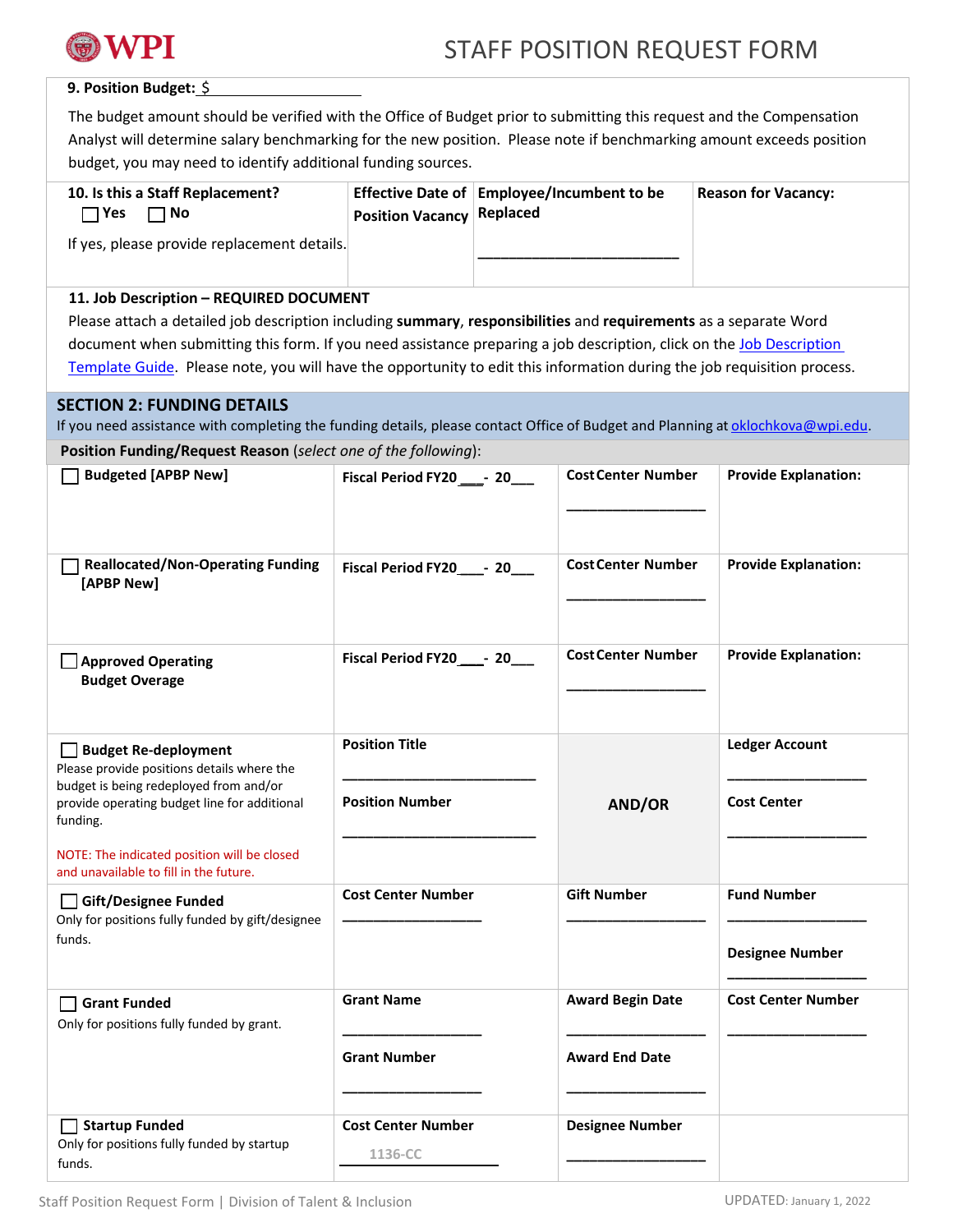**9. Position Budget:** $ ____________________

The budget amount should be verified with the Office of Budget prior to submitting this request and the Compensation Analyst will determine salary benchmarking for the new position. Please note if benchmarking amount exceeds position budget, you may need to identify additional funding sources.

| **10. Is this a Staff Replacement?** ☐ Yes ☐ No<br>If yes, please provide replacement details. | **Effective Date of Position Vacancy** | **Employee/Incumbent to be Replaced**<br>________________________ | **Reason for Vacancy:** |
|---|---|---|---|

**11. Job Description – REQUIRED DOCUMENT**

Please attach a detailed job description including **summary**, **responsibilities** and **requirements** as a separate Word document when submitting this form. If you need assistance preparing a job description, click on the [Job Description Template Guide](). Please note, you will have the opportunity to edit this information during the job requisition process.

## SECTION 2: FUNDING DETAILS

If you need assistance with completing the funding details, please contact Office of Budget and Planning at oklochkova@wpi.edu.

**Position Funding/Request Reason** (*select one of the following*):

| | | | |
|---|---|---|---|
| ☐ **Budgeted [APBP New]** | **Fiscal Period FY20___- 20___** | **Cost Center Number**<br>_________________ | **Provide Explanation:** |
| ☐ **Reallocated/Non-Operating Funding [APBP New]** | **Fiscal Period FY20___- 20___** | **Cost Center Number**<br>_________________ | **Provide Explanation:** |
| ☐ **Approved Operating Budget Overage** | **Fiscal Period FY20___- 20___** | **Cost Center Number**<br>_________________ | **Provide Explanation:** |
| ☐ **Budget Re-deployment**<br>Please provide positions details where the budget is being redeployed from and/or provide operating budget line for additional funding.<br><br>NOTE: The indicated position will be closed and unavailable to fill in the future. | **Position Title**<br>________________________<br>**Position Number**<br>________________________ | **AND/OR** | **Ledger Account**<br>_________________<br>**Cost Center**<br>_________________ |
| ☐ **Gift/Designee Funded**<br>Only for positions fully funded by gift/designee funds. | **Cost Center Number**<br>_________________ | **Gift Number**<br>_________________ | **Fund Number**<br>_________________<br>**Designee Number**<br>_________________ |
| ☐ **Grant Funded**<br>Only for positions fully funded by grant. | **Grant Name**<br>_________________<br>**Grant Number**<br>_________________ | **Award Begin Date**<br>_________________<br>**Award End Date**<br>_________________ | **Cost Center Number**<br>_________________ |
| ☐ **Startup Funded**<br>Only for positions fully funded by startup funds. | **Cost Center Number**<br>1136-CC | **Designee Number**<br>_________________ | |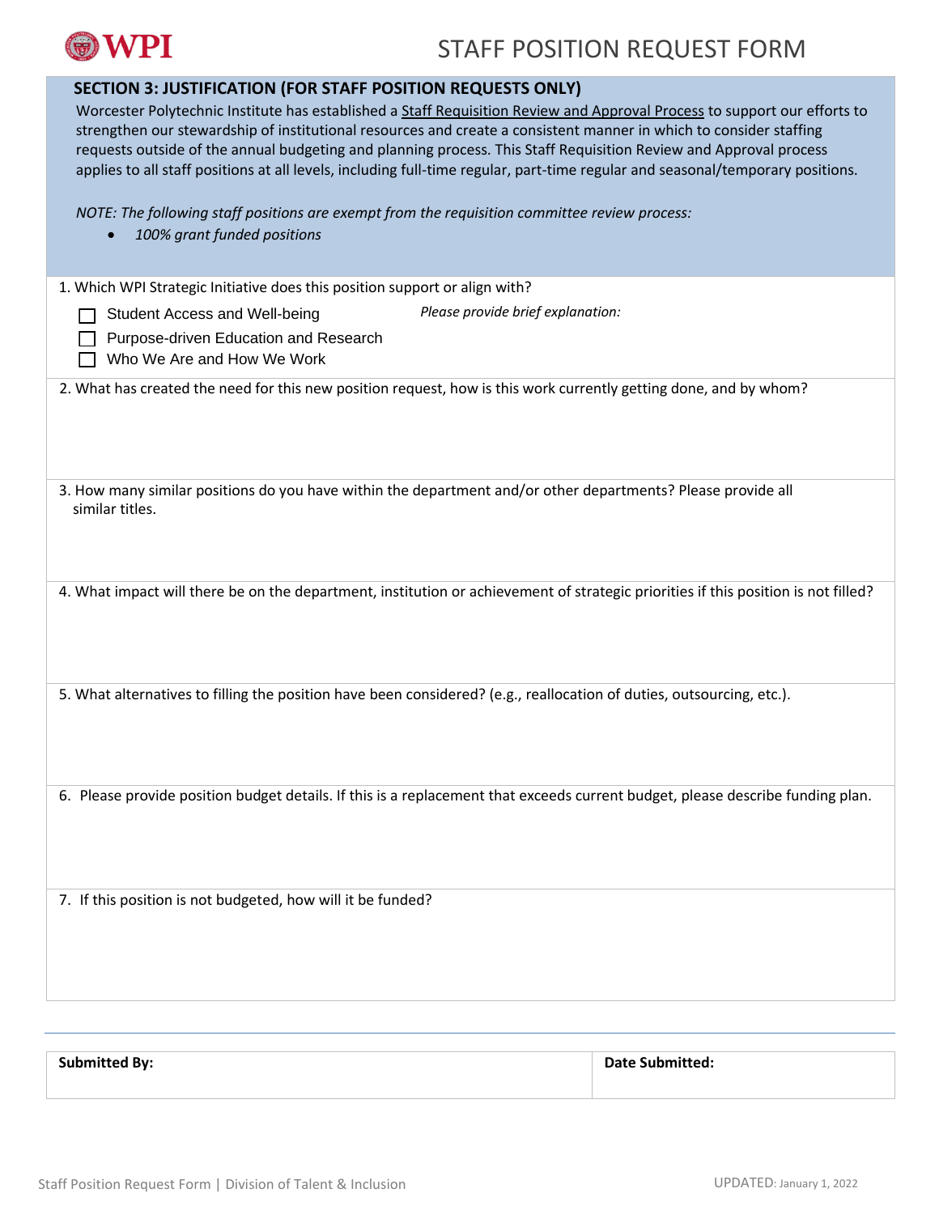# STAFF POSITION REQUEST FORM

## SECTION 3: JUSTIFICATION (FOR STAFF POSITION REQUESTS ONLY)

Worcester Polytechnic Institute has established a Staff Requisition Review and Approval Process to support our efforts to strengthen our stewardship of institutional resources and create a consistent manner in which to consider staffing requests outside of the annual budgeting and planning process. This Staff Requisition Review and Approval process applies to all staff positions at all levels, including full-time regular, part-time regular and seasonal/temporary positions.

*NOTE: The following staff positions are exempt from the requisition committee review process:*

- *100% grant funded positions*

1. Which WPI Strategic Initiative does this position support or align with?

   ☐ Student Access and Well-being

   ☐ Purpose-driven Education and Research

   ☐ Who We Are and How We Work

   *Please provide brief explanation:*

2. What has created the need for this new position request, how is this work currently getting done, and by whom?

3. How many similar positions do you have within the department and/or other departments? Please provide all similar titles.

4. What impact will there be on the department, institution or achievement of strategic priorities if this position is not filled?

5. What alternatives to filling the position have been considered? (e.g., reallocation of duties, outsourcing, etc.).

6. Please provide position budget details. If this is a replacement that exceeds current budget, please describe funding plan.

7. If this position is not budgeted, how will it be funded?

| **Submitted By:** | **Date Submitted:** |
| --- | --- |
| | |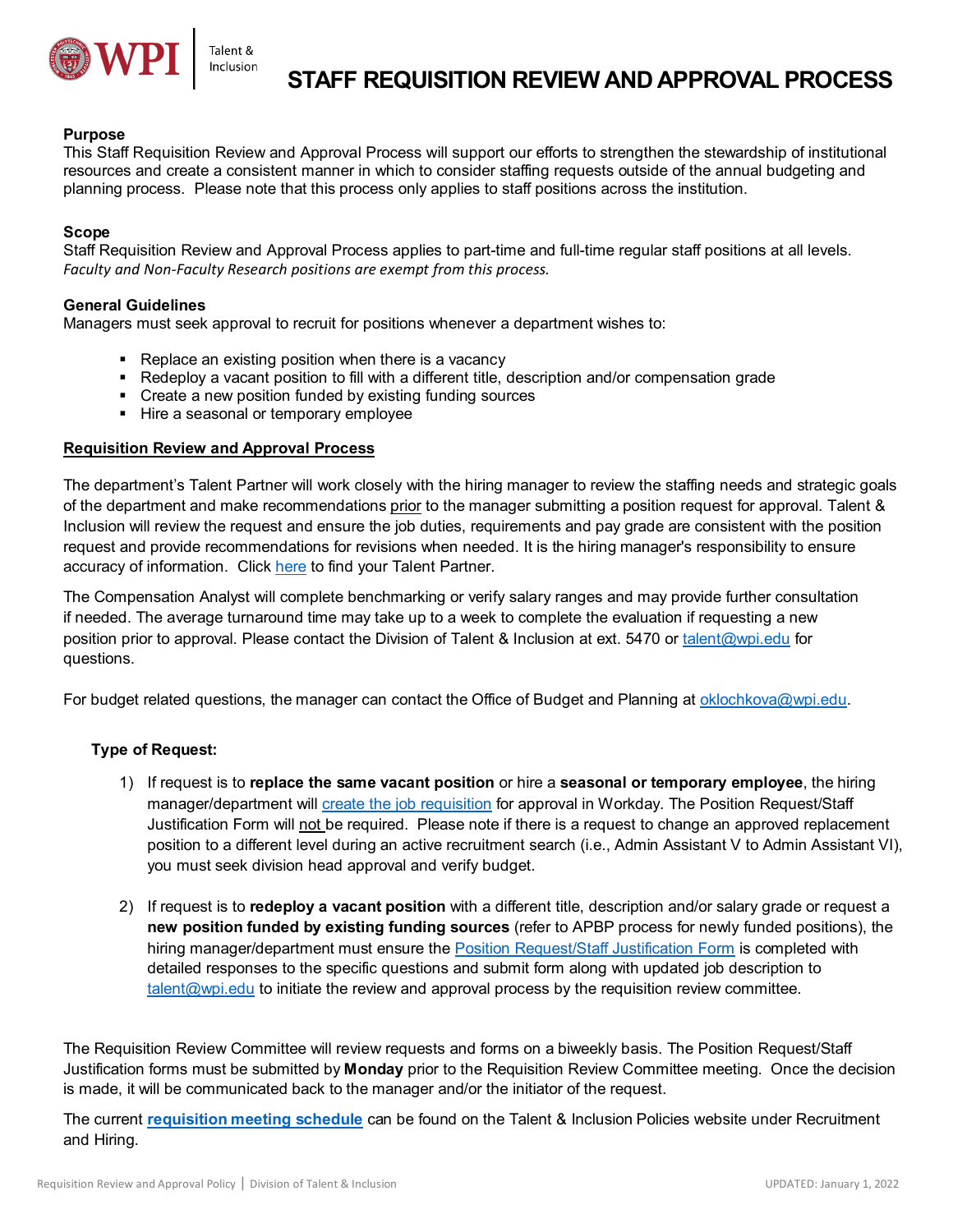# STAFF REQUISITION REVIEW AND APPROVAL PROCESS

**Purpose**

This Staff Requisition Review and Approval Process will support our efforts to strengthen the stewardship of institutional resources and create a consistent manner in which to consider staffing requests outside of the annual budgeting and planning process. Please note that this process only applies to staff positions across the institution.

**Scope**

Staff Requisition Review and Approval Process applies to part-time and full-time regular staff positions at all levels. *Faculty and Non-Faculty Research positions are exempt from this process.*

**General Guidelines**

Managers must seek approval to recruit for positions whenever a department wishes to:

- Replace an existing position when there is a vacancy
- Redeploy a vacant position to fill with a different title, description and/or compensation grade
- Create a new position funded by existing funding sources
- Hire a seasonal or temporary employee

**Requisition Review and Approval Process**

The department's Talent Partner will work closely with the hiring manager to review the staffing needs and strategic goals of the department and make recommendations prior to the manager submitting a position request for approval. Talent & Inclusion will review the request and ensure the job duties, requirements and pay grade are consistent with the position request and provide recommendations for revisions when needed. It is the hiring manager's responsibility to ensure accuracy of information. Click here to find your Talent Partner.

The Compensation Analyst will complete benchmarking or verify salary ranges and may provide further consultation if needed. The average turnaround time may take up to a week to complete the evaluation if requesting a new position prior to approval. Please contact the Division of Talent & Inclusion at ext. 5470 or talent@wpi.edu for questions.

For budget related questions, the manager can contact the Office of Budget and Planning at oklochkova@wpi.edu.

**Type of Request:**

1) If request is to **replace the same vacant position** or hire a **seasonal or temporary employee**, the hiring manager/department will create the job requisition for approval in Workday. The Position Request/Staff Justification Form will not be required. Please note if there is a request to change an approved replacement position to a different level during an active recruitment search (i.e., Admin Assistant V to Admin Assistant VI), you must seek division head approval and verify budget.

2) If request is to **redeploy a vacant position** with a different title, description and/or salary grade or request a **new position funded by existing funding sources** (refer to APBP process for newly funded positions), the hiring manager/department must ensure the Position Request/Staff Justification Form is completed with detailed responses to the specific questions and submit form along with updated job description to talent@wpi.edu to initiate the review and approval process by the requisition review committee.

The Requisition Review Committee will review requests and forms on a biweekly basis. The Position Request/Staff Justification forms must be submitted by **Monday** prior to the Requisition Review Committee meeting. Once the decision is made, it will be communicated back to the manager and/or the initiator of the request.

The current **requisition meeting schedule** can be found on the Talent & Inclusion Policies website under Recruitment and Hiring.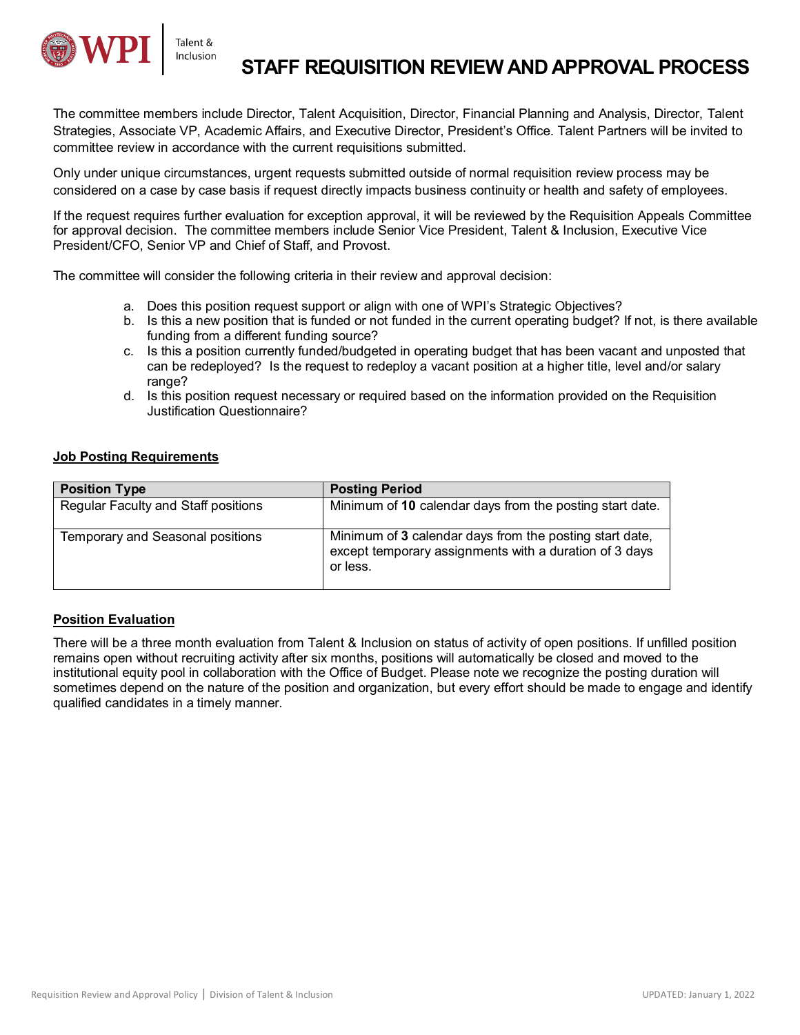# STAFF REQUISITION REVIEW AND APPROVAL PROCESS

The committee members include Director, Talent Acquisition, Director, Financial Planning and Analysis, Director, Talent Strategies, Associate VP, Academic Affairs, and Executive Director, President's Office. Talent Partners will be invited to committee review in accordance with the current requisitions submitted.

Only under unique circumstances, urgent requests submitted outside of normal requisition review process may be considered on a case by case basis if request directly impacts business continuity or health and safety of employees.

If the request requires further evaluation for exception approval, it will be reviewed by the Requisition Appeals Committee for approval decision. The committee members include Senior Vice President, Talent & Inclusion, Executive Vice President/CFO, Senior VP and Chief of Staff, and Provost.

The committee will consider the following criteria in their review and approval decision:

a. Does this position request support or align with one of WPI's Strategic Objectives?
b. Is this a new position that is funded or not funded in the current operating budget? If not, is there available funding from a different funding source?
c. Is this a position currently funded/budgeted in operating budget that has been vacant and unposted that can be redeployed? Is the request to redeploy a vacant position at a higher title, level and/or salary range?
d. Is this position request necessary or required based on the information provided on the Requisition Justification Questionnaire?

**Job Posting Requirements**

| Position Type | Posting Period |
|---|---|
| Regular Faculty and Staff positions | Minimum of **10** calendar days from the posting start date. |
| Temporary and Seasonal positions | Minimum of **3** calendar days from the posting start date, except temporary assignments with a duration of 3 days or less. |

**Position Evaluation**

There will be a three month evaluation from Talent & Inclusion on status of activity of open positions. If unfilled position remains open without recruiting activity after six months, positions will automatically be closed and moved to the institutional equity pool in collaboration with the Office of Budget. Please note we recognize the posting duration will sometimes depend on the nature of the position and organization, but every effort should be made to engage and identify qualified candidates in a timely manner.